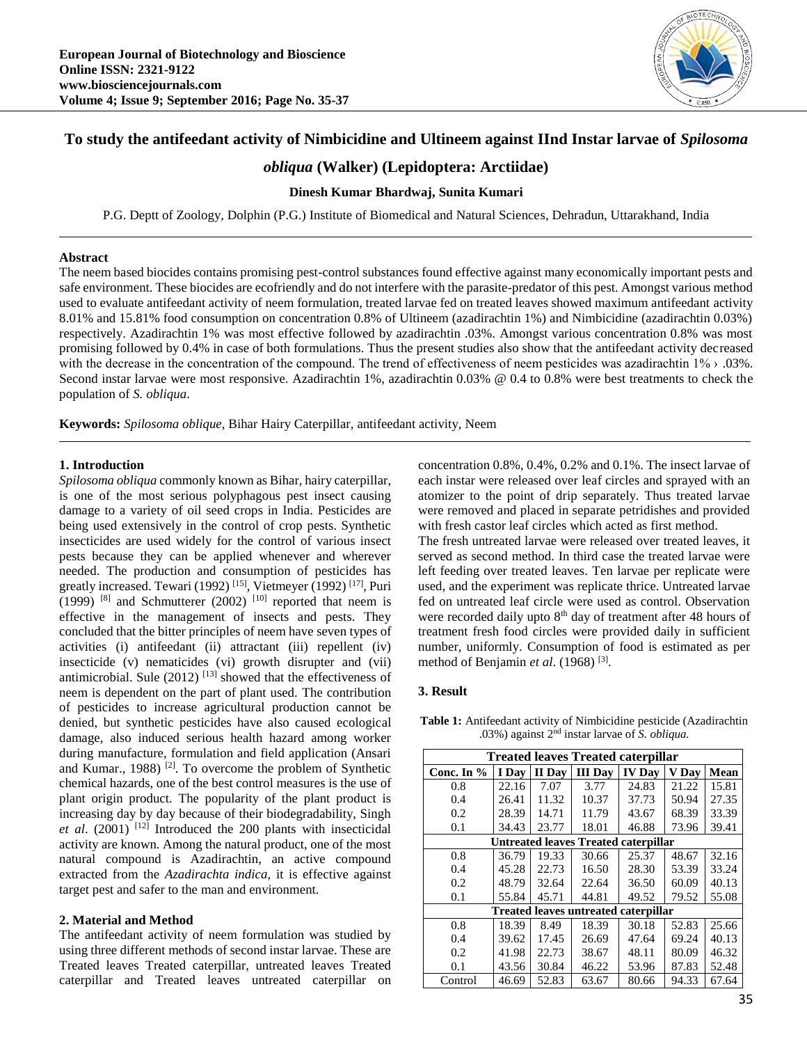# To study the antifeedant activity of Nimbicidine and Ultineem against IInd Instar larvae of *Spilosoma obliqua* (Walker) (Lepidoptera: Arctiidae)

**Dinesh Kumar Bhardwaj, Sunita Kumari**

P.G. Deptt of Zoology, Dolphin (P.G.) Institute of Biomedical and Natural Sciences, Dehradun, Uttarakhand, India

## Abstract

The neem based biocides contains promising pest-control substances found effective against many economically important pests and safe environment. These biocides are ecofriendly and do not interfere with the parasite-predator of this pest. Amongst various method used to evaluate antifeedant activity of neem formulation, treated larvae fed on treated leaves showed maximum antifeedant activity 8.01% and 15.81% food consumption on concentration 0.8% of Ultineem (azadirachtin 1%) and Nimbicidine (azadirachtin 0.03%) respectively. Azadirachtin 1% was most effective followed by azadirachtin .03%. Amongst various concentration 0.8% was most promising followed by 0.4% in case of both formulations. Thus the present studies also show that the antifeedant activity decreased with the decrease in the concentration of the compound. The trend of effectiveness of neem pesticides was azadirachtin 1% › .03%. Second instar larvae were most responsive. Azadirachtin 1%, azadirachtin 0.03% @ 0.4 to 0.8% were best treatments to check the population of *S. obliqua*.

**Keywords:** *Spilosoma oblique*, Bihar Hairy Caterpillar, antifeedant activity, Neem

## 1. Introduction

*Spilosoma obliqua* commonly known as Bihar, hairy caterpillar, is one of the most serious polyphagous pest insect causing damage to a variety of oil seed crops in India. Pesticides are being used extensively in the control of crop pests. Synthetic insecticides are used widely for the control of various insect pests because they can be applied whenever and wherever needed. The production and consumption of pesticides has greatly increased. Tewari (1992) [15], Vietmeyer (1992) [17], Puri (1999) [8] and Schmutterer (2002) [10] reported that neem is effective in the management of insects and pests. They concluded that the bitter principles of neem have seven types of activities (i) antifeedant (ii) attractant (iii) repellent (iv) insecticide (v) nematicides (vi) growth disrupter and (vii) antimicrobial. Sule (2012) [13] showed that the effectiveness of neem is dependent on the part of plant used. The contribution of pesticides to increase agricultural production cannot be denied, but synthetic pesticides have also caused ecological damage, also induced serious health hazard among worker during manufacture, formulation and field application (Ansari and Kumar., 1988) [2]. To overcome the problem of Synthetic chemical hazards, one of the best control measures is the use of plant origin product. The popularity of the plant product is increasing day by day because of their biodegradability, Singh *et al*. (2001) [12] Introduced the 200 plants with insecticidal activity are known. Among the natural product, one of the most natural compound is Azadirachtin, an active compound extracted from the *Azadirachta indica,* it is effective against target pest and safer to the man and environment.

## 2. Material and Method

The antifeedant activity of neem formulation was studied by using three different methods of second instar larvae. These are Treated leaves Treated caterpillar, untreated leaves Treated caterpillar and Treated leaves untreated caterpillar on concentration 0.8%, 0.4%, 0.2% and 0.1%. The insect larvae of each instar were released over leaf circles and sprayed with an atomizer to the point of drip separately. Thus treated larvae were removed and placed in separate petridishes and provided with fresh castor leaf circles which acted as first method.

The fresh untreated larvae were released over treated leaves, it served as second method. In third case the treated larvae were left feeding over treated leaves. Ten larvae per replicate were used, and the experiment was replicate thrice. Untreated larvae fed on untreated leaf circle were used as control. Observation were recorded daily upto 8th day of treatment after 48 hours of treatment fresh food circles were provided daily in sufficient number, uniformly. Consumption of food is estimated as per method of Benjamin *et al*. (1968) [3].

## 3. Result

**Table 1:** Antifeedant activity of Nimbicidine pesticide (Azadirachtin .03%) against 2nd instar larvae of *S. obliqua.*

| Treated leaves Treated caterpillar | | | | | | |
|---|---|---|---|---|---|---|
| Conc. In % | I Day | II Day | III Day | IV Day | V Day | Mean |
| 0.8 | 22.16 | 7.07 | 3.77 | 24.83 | 21.22 | 15.81 |
| 0.4 | 26.41 | 11.32 | 10.37 | 37.73 | 50.94 | 27.35 |
| 0.2 | 28.39 | 14.71 | 11.79 | 43.67 | 68.39 | 33.39 |
| 0.1 | 34.43 | 23.77 | 18.01 | 46.88 | 73.96 | 39.41 |
| **Untreated leaves Treated caterpillar** | | | | | | |
| 0.8 | 36.79 | 19.33 | 30.66 | 25.37 | 48.67 | 32.16 |
| 0.4 | 45.28 | 22.73 | 16.50 | 28.30 | 53.39 | 33.24 |
| 0.2 | 48.79 | 32.64 | 22.64 | 36.50 | 60.09 | 40.13 |
| 0.1 | 55.84 | 45.71 | 44.81 | 49.52 | 79.52 | 55.08 |
| **Treated leaves untreated caterpillar** | | | | | | |
| 0.8 | 18.39 | 8.49 | 18.39 | 30.18 | 52.83 | 25.66 |
| 0.4 | 39.62 | 17.45 | 26.69 | 47.64 | 69.24 | 40.13 |
| 0.2 | 41.98 | 22.73 | 38.67 | 48.11 | 80.09 | 46.32 |
| 0.1 | 43.56 | 30.84 | 46.22 | 53.96 | 87.83 | 52.48 |
| Control | 46.69 | 52.83 | 63.67 | 80.66 | 94.33 | 67.64 |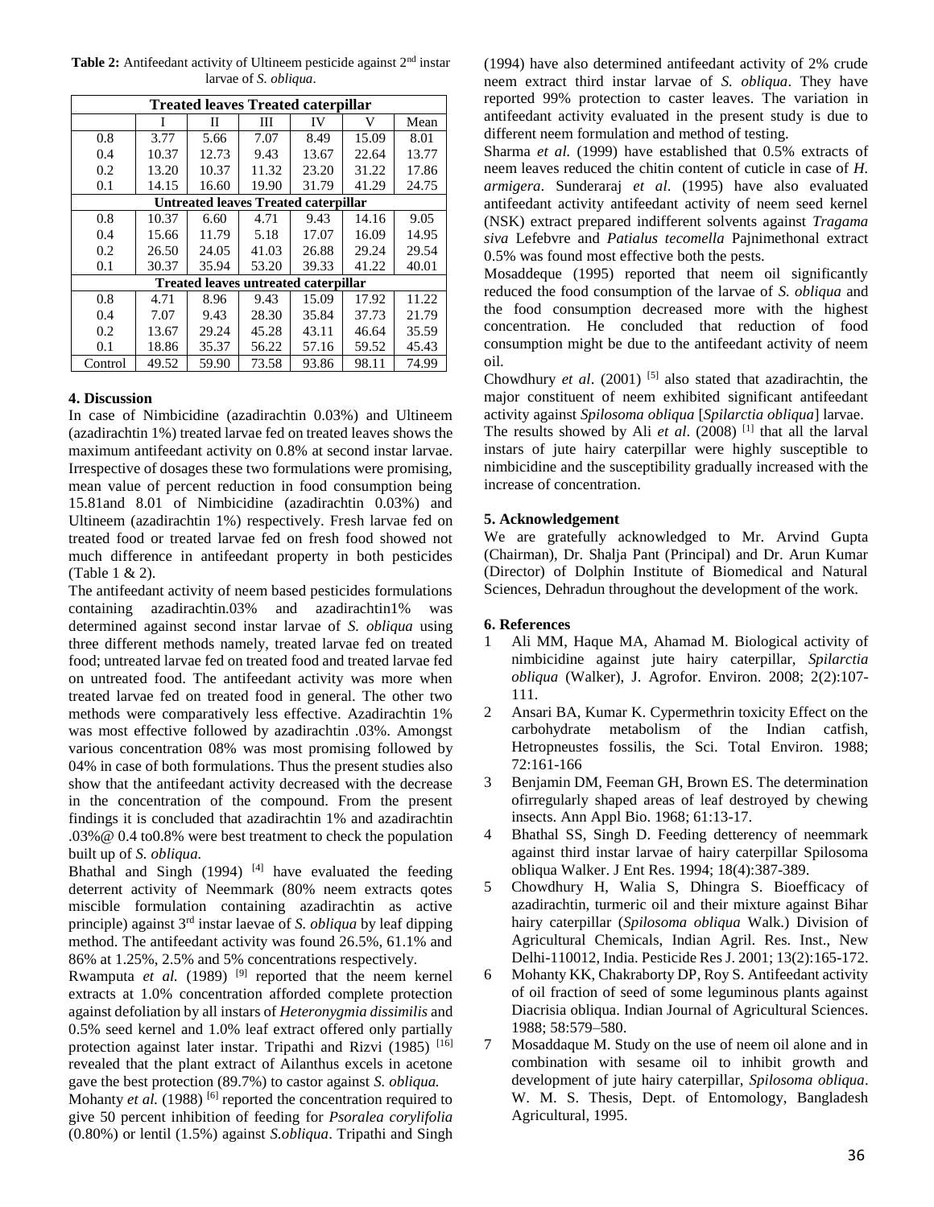**Table 2:** Antifeedant activity of Ultineem pesticide against 2nd instar larvae of *S. obliqua*.

| Treated leaves Treated caterpillar | | | | | | |
|---|---|---|---|---|---|---|
| | I | II | III | IV | V | Mean |
| 0.8 | 3.77 | 5.66 | 7.07 | 8.49 | 15.09 | 8.01 |
| 0.4 | 10.37 | 12.73 | 9.43 | 13.67 | 22.64 | 13.77 |
| 0.2 | 13.20 | 10.37 | 11.32 | 23.20 | 31.22 | 17.86 |
| 0.1 | 14.15 | 16.60 | 19.90 | 31.79 | 41.29 | 24.75 |
| **Untreated leaves Treated caterpillar** | | | | | | |
| 0.8 | 10.37 | 6.60 | 4.71 | 9.43 | 14.16 | 9.05 |
| 0.4 | 15.66 | 11.79 | 5.18 | 17.07 | 16.09 | 14.95 |
| 0.2 | 26.50 | 24.05 | 41.03 | 26.88 | 29.24 | 29.54 |
| 0.1 | 30.37 | 35.94 | 53.20 | 39.33 | 41.22 | 40.01 |
| **Treated leaves untreated caterpillar** | | | | | | |
| 0.8 | 4.71 | 8.96 | 9.43 | 15.09 | 17.92 | 11.22 |
| 0.4 | 7.07 | 9.43 | 28.30 | 35.84 | 37.73 | 21.79 |
| 0.2 | 13.67 | 29.24 | 45.28 | 43.11 | 46.64 | 35.59 |
| 0.1 | 18.86 | 35.37 | 56.22 | 57.16 | 59.52 | 45.43 |
| Control | 49.52 | 59.90 | 73.58 | 93.86 | 98.11 | 74.99 |

## 4. Discussion

In case of Nimbicidine (azadirachtin 0.03%) and Ultineem (azadirachtin 1%) treated larvae fed on treated leaves shows the maximum antifeedant activity on 0.8% at second instar larvae. Irrespective of dosages these two formulations were promising, mean value of percent reduction in food consumption being 15.81and 8.01 of Nimbicidine (azadirachtin 0.03%) and Ultineem (azadirachtin 1%) respectively. Fresh larvae fed on treated food or treated larvae fed on fresh food showed not much difference in antifeedant property in both pesticides (Table 1 & 2).

The antifeedant activity of neem based pesticides formulations containing azadirachtin.03% and azadirachtin1% was determined against second instar larvae of *S. obliqua* using three different methods namely, treated larvae fed on treated food; untreated larvae fed on treated food and treated larvae fed on untreated food. The antifeedant activity was more when treated larvae fed on treated food in general. The other two methods were comparatively less effective. Azadirachtin 1% was most effective followed by azadirachtin .03%. Amongst various concentration 08% was most promising followed by 04% in case of both formulations. Thus the present studies also show that the antifeedant activity decreased with the decrease in the concentration of the compound. From the present findings it is concluded that azadirachtin 1% and azadirachtin .03%@ 0.4 to0.8% were best treatment to check the population built up of *S. obliqua.*

Bhathal and Singh (1994) [4] have evaluated the feeding deterrent activity of Neemmark (80% neem extracts qotes miscible formulation containing azadirachtin as active principle) against 3rd instar laevae of *S. obliqua* by leaf dipping method. The antifeedant activity was found 26.5%, 61.1% and 86% at 1.25%, 2.5% and 5% concentrations respectively.

Rwamputa *et al.* (1989) [9] reported that the neem kernel extracts at 1.0% concentration afforded complete protection against defoliation by all instars of *Heteronygmia dissimilis* and 0.5% seed kernel and 1.0% leaf extract offered only partially protection against later instar. Tripathi and Rizvi (1985) [16] revealed that the plant extract of Ailanthus excels in acetone gave the best protection (89.7%) to castor against *S. obliqua.*

Mohanty *et al.* (1988) [6] reported the concentration required to give 50 percent inhibition of feeding for *Psoralea corylifolia* (0.80%) or lentil (1.5%) against *S.obliqua*. Tripathi and Singh (1994) have also determined antifeedant activity of 2% crude neem extract third instar larvae of *S. obliqua*. They have reported 99% protection to caster leaves. The variation in antifeedant activity evaluated in the present study is due to different neem formulation and method of testing.

Sharma *et al.* (1999) have established that 0.5% extracts of neem leaves reduced the chitin content of cuticle in case of *H. armigera*. Sunderaraj *et al.* (1995) have also evaluated antifeedant activity antifeedant activity of neem seed kernel (NSK) extract prepared indifferent solvents against *Tragama siva* Lefebvre and *Patialus tecomella* Pajnimethonal extract 0.5% was found most effective both the pests.

Mosaddeque (1995) reported that neem oil significantly reduced the food consumption of the larvae of *S. obliqua* and the food consumption decreased more with the highest concentration. He concluded that reduction of food consumption might be due to the antifeedant activity of neem oil.

Chowdhury *et al*. (2001) [5] also stated that azadirachtin, the major constituent of neem exhibited significant antifeedant activity against *Spilosoma obliqua* [*Spilarctia obliqua*] larvae.

The results showed by Ali *et al*. (2008) [1] that all the larval instars of jute hairy caterpillar were highly susceptible to nimbicidine and the susceptibility gradually increased with the increase of concentration.

## 5. Acknowledgement

We are gratefully acknowledged to Mr. Arvind Gupta (Chairman), Dr. Shalja Pant (Principal) and Dr. Arun Kumar (Director) of Dolphin Institute of Biomedical and Natural Sciences, Dehradun throughout the development of the work.

## 6. References

1. Ali MM, Haque MA, Ahamad M. Biological activity of nimbicidine against jute hairy caterpillar, *Spilarctia obliqua* (Walker), J. Agrofor. Environ. 2008; 2(2):107-111.
2. Ansari BA, Kumar K. Cypermethrin toxicity Effect on the carbohydrate metabolism of the Indian catfish, Hetropneustes fossilis, the Sci. Total Environ. 1988; 72:161-166
3. Benjamin DM, Feeman GH, Brown ES. The determination ofirregularly shaped areas of leaf destroyed by chewing insects. Ann Appl Bio. 1968; 61:13-17.
4. Bhathal SS, Singh D. Feeding detterency of neemmark against third instar larvae of hairy caterpillar Spilosoma obliqua Walker. J Ent Res. 1994; 18(4):387-389.
5. Chowdhury H, Walia S, Dhingra S. Bioefficacy of azadirachtin, turmeric oil and their mixture against Bihar hairy caterpillar (*Spilosoma obliqua* Walk.) Division of Agricultural Chemicals, Indian Agril. Res. Inst., New Delhi-110012, India. Pesticide Res J. 2001; 13(2):165-172.
6. Mohanty KK, Chakraborty DP, Roy S. Antifeedant activity of oil fraction of seed of some leguminous plants against Diacrisia obliqua. Indian Journal of Agricultural Sciences. 1988; 58:579–580.
7. Mosaddaque M. Study on the use of neem oil alone and in combination with sesame oil to inhibit growth and development of jute hairy caterpillar, *Spilosoma obliqua*. W. M. S. Thesis, Dept. of Entomology, Bangladesh Agricultural, 1995.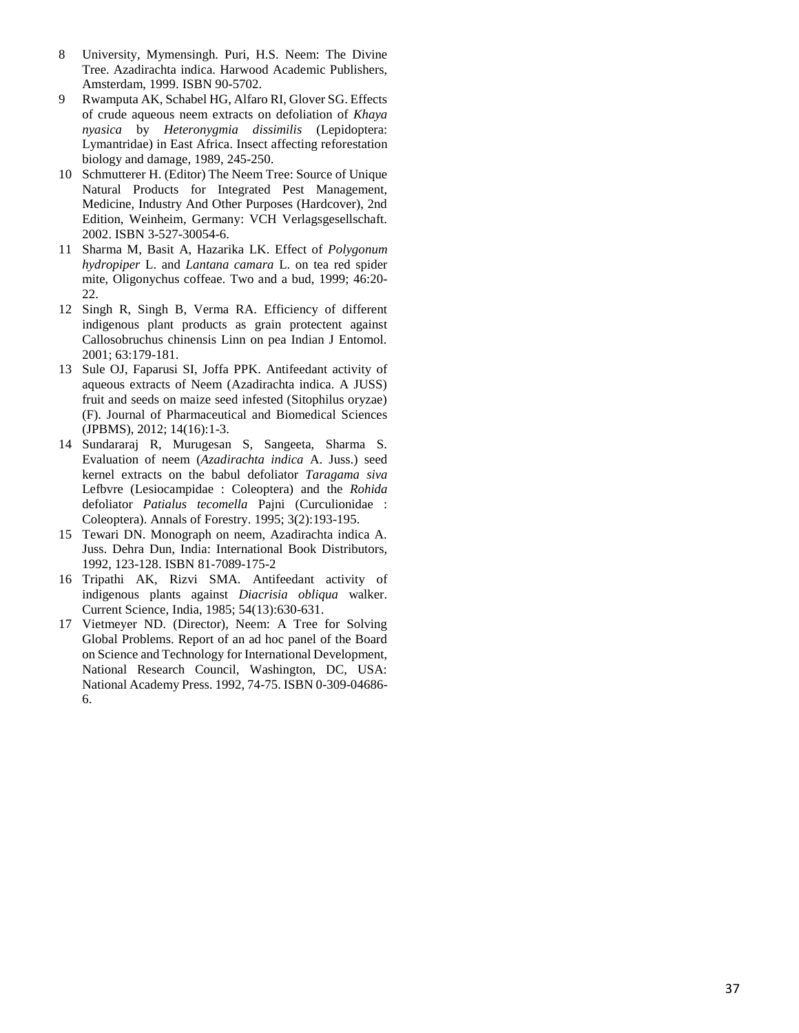8. University, Mymensingh. Puri, H.S. Neem: The Divine Tree. Azadirachta indica. Harwood Academic Publishers, Amsterdam, 1999. ISBN 90-5702.
9. Rwamputa AK, Schabel HG, Alfaro RI, Glover SG. Effects of crude aqueous neem extracts on defoliation of *Khaya nyasica* by *Heteronygmia dissimilis* (Lepidoptera: Lymantridae) in East Africa. Insect affecting reforestation biology and damage, 1989, 245-250.
10. Schmutterer H. (Editor) The Neem Tree: Source of Unique Natural Products for Integrated Pest Management, Medicine, Industry And Other Purposes (Hardcover), 2nd Edition, Weinheim, Germany: VCH Verlagsgesellschaft. 2002. ISBN 3-527-30054-6.
11. Sharma M, Basit A, Hazarika LK. Effect of *Polygonum hydropiper* L. and *Lantana camara* L. on tea red spider mite, Oligonychus coffeae. Two and a bud, 1999; 46:20-22.
12. Singh R, Singh B, Verma RA. Efficiency of different indigenous plant products as grain protectent against Callosobruchus chinensis Linn on pea Indian J Entomol. 2001; 63:179-181.
13. Sule OJ, Faparusi SI, Joffa PPK. Antifeedant activity of aqueous extracts of Neem (Azadirachta indica. A JUSS) fruit and seeds on maize seed infested (Sitophilus oryzae) (F). Journal of Pharmaceutical and Biomedical Sciences (JPBMS), 2012; 14(16):1-3.
14. Sundararaj R, Murugesan S, Sangeeta, Sharma S. Evaluation of neem (*Azadirachta indica* A. Juss.) seed kernel extracts on the babul defoliator *Taragama siva* Lefbvre (Lesiocampidae : Coleoptera) and the *Rohida* defoliator *Patialus tecomella* Pajni (Curculionidae : Coleoptera). Annals of Forestry. 1995; 3(2):193-195.
15. Tewari DN. Monograph on neem, Azadirachta indica A. Juss. Dehra Dun, India: International Book Distributors, 1992, 123-128. ISBN 81-7089-175-2
16. Tripathi AK, Rizvi SMA. Antifeedant activity of indigenous plants against *Diacrisia obliqua* walker. Current Science, India, 1985; 54(13):630-631.
17. Vietmeyer ND. (Director), Neem: A Tree for Solving Global Problems. Report of an ad hoc panel of the Board on Science and Technology for International Development, National Research Council, Washington, DC, USA: National Academy Press. 1992, 74-75. ISBN 0-309-04686-6.